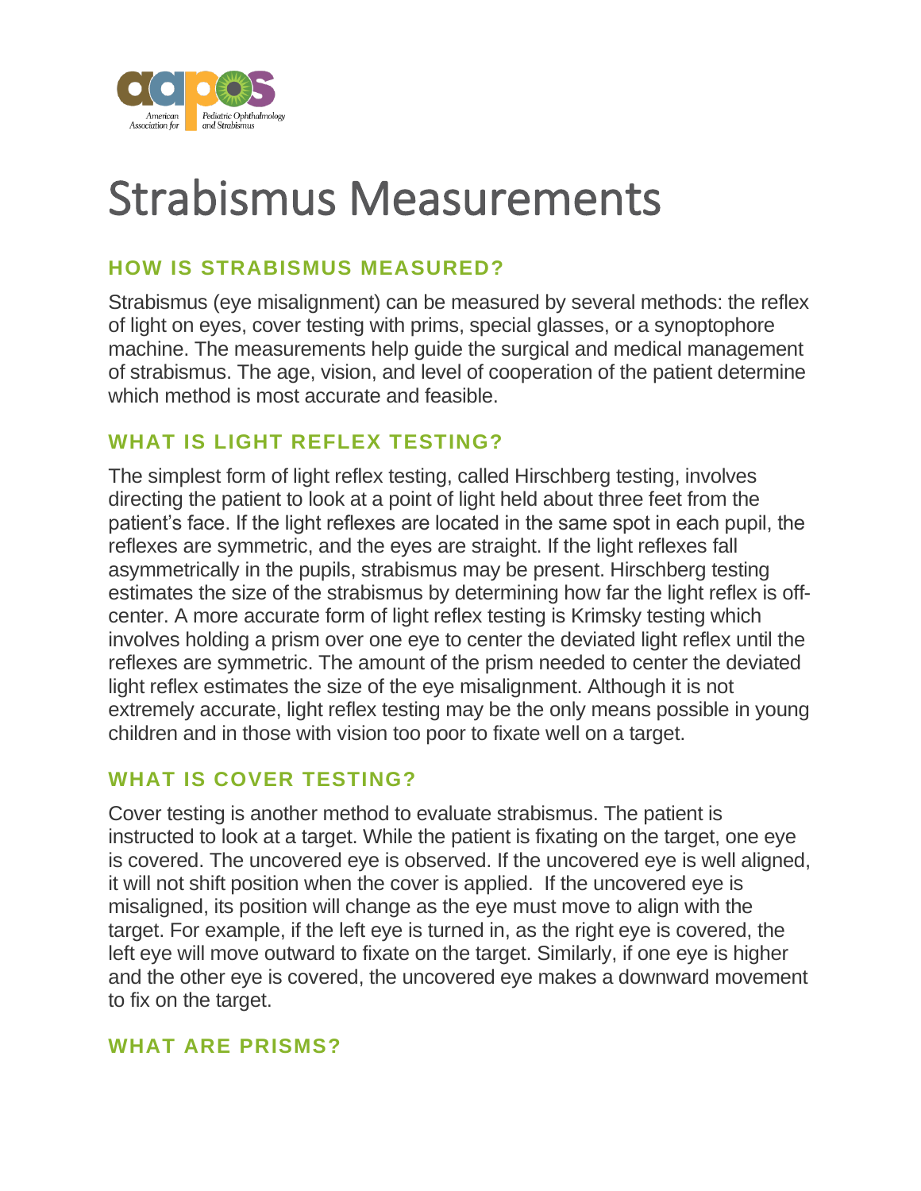# Strabismus Measurements

## HOW IS STRABISMUS MEASURED?

Strabismus (eye misalignment) can be measured by several methods: the reflex of light on eyes, cover testing with prims, special glasses, or a synoptophore machine. The measurements help guide the surgical and medical management of strabismus. The age, vision, and level of cooperation of the patient determine which method is most accurate and feasible.

## WHAT IS LIGHT REFLEX TESTING?

The simplest form of light reflex testing, called Hirschberg testing, involves directing the patient to look at a point of light held about three feet from the patient's face. If the light reflexes are located in the same spot in each pupil, the reflexes are symmetric, and the eyes are straight. If the light reflexes fall asymmetrically in the pupils, strabismus may be present. Hirschberg testing estimates the size of the strabismus by determining how far the light reflex is off-center. A more accurate form of light reflex testing is Krimsky testing which involves holding a prism over one eye to center the deviated light reflex until the reflexes are symmetric. The amount of the prism needed to center the deviated light reflex estimates the size of the eye misalignment. Although it is not extremely accurate, light reflex testing may be the only means possible in young children and in those with vision too poor to fixate well on a target.

## WHAT IS COVER TESTING?

Cover testing is another method to evaluate strabismus. The patient is instructed to look at a target. While the patient is fixating on the target, one eye is covered. The uncovered eye is observed. If the uncovered eye is well aligned, it will not shift position when the cover is applied. If the uncovered eye is misaligned, its position will change as the eye must move to align with the target. For example, if the left eye is turned in, as the right eye is covered, the left eye will move outward to fixate on the target. Similarly, if one eye is higher and the other eye is covered, the uncovered eye makes a downward movement to fix on the target.

## WHAT ARE PRISMS?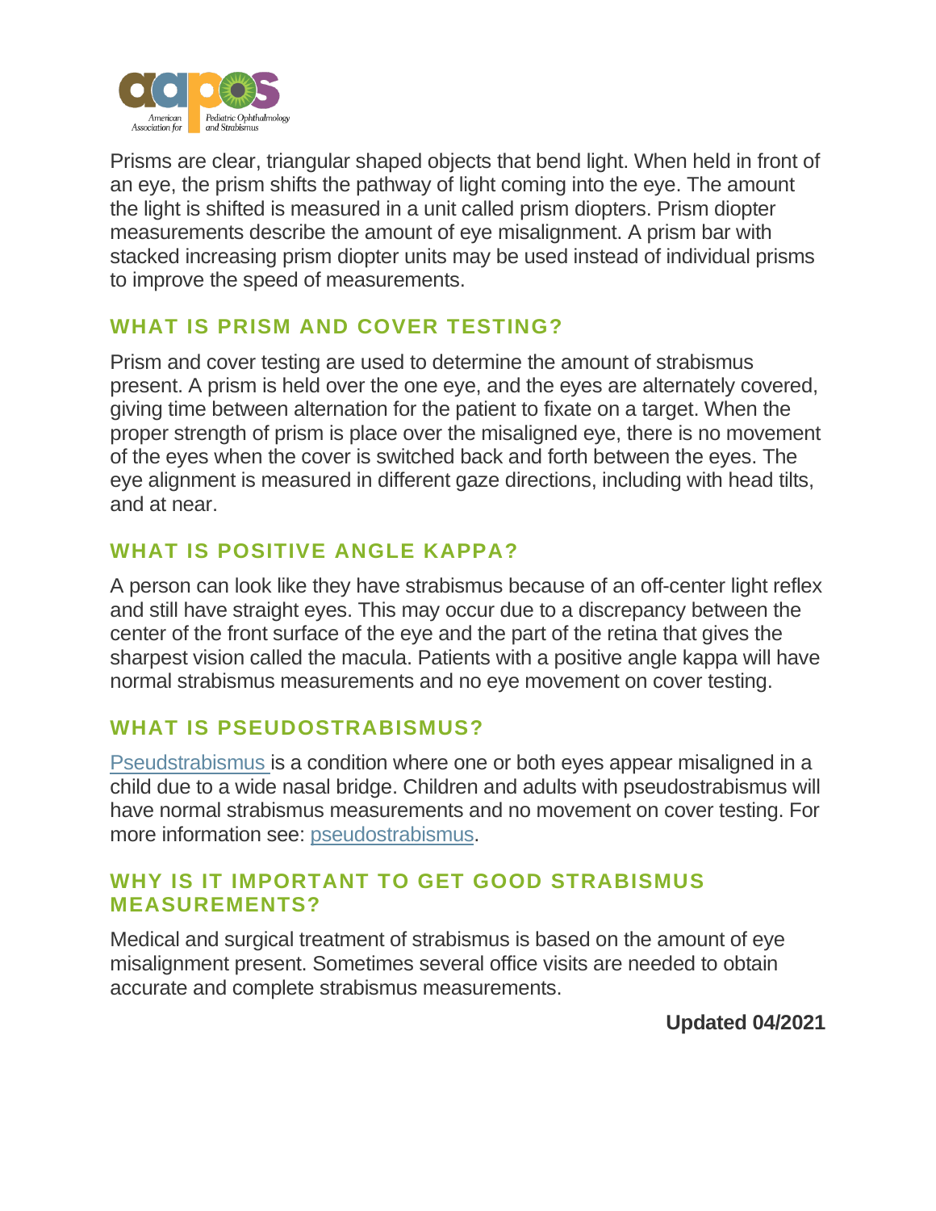Prisms are clear, triangular shaped objects that bend light. When held in front of an eye, the prism shifts the pathway of light coming into the eye. The amount the light is shifted is measured in a unit called prism diopters. Prism diopter measurements describe the amount of eye misalignment. A prism bar with stacked increasing prism diopter units may be used instead of individual prisms to improve the speed of measurements.

## WHAT IS PRISM AND COVER TESTING?

Prism and cover testing are used to determine the amount of strabismus present. A prism is held over the one eye, and the eyes are alternately covered, giving time between alternation for the patient to fixate on a target. When the proper strength of prism is place over the misaligned eye, there is no movement of the eyes when the cover is switched back and forth between the eyes. The eye alignment is measured in different gaze directions, including with head tilts, and at near.

## WHAT IS POSITIVE ANGLE KAPPA?

A person can look like they have strabismus because of an off-center light reflex and still have straight eyes. This may occur due to a discrepancy between the center of the front surface of the eye and the part of the retina that gives the sharpest vision called the macula. Patients with a positive angle kappa will have normal strabismus measurements and no eye movement on cover testing.

## WHAT IS PSEUDOSTRABISMUS?

Pseudstrabismus is a condition where one or both eyes appear misaligned in a child due to a wide nasal bridge. Children and adults with pseudostrabismus will have normal strabismus measurements and no movement on cover testing. For more information see: pseudostrabismus.

## WHY IS IT IMPORTANT TO GET GOOD STRABISMUS MEASUREMENTS?

Medical and surgical treatment of strabismus is based on the amount of eye misalignment present. Sometimes several office visits are needed to obtain accurate and complete strabismus measurements.

**Updated 04/2021**